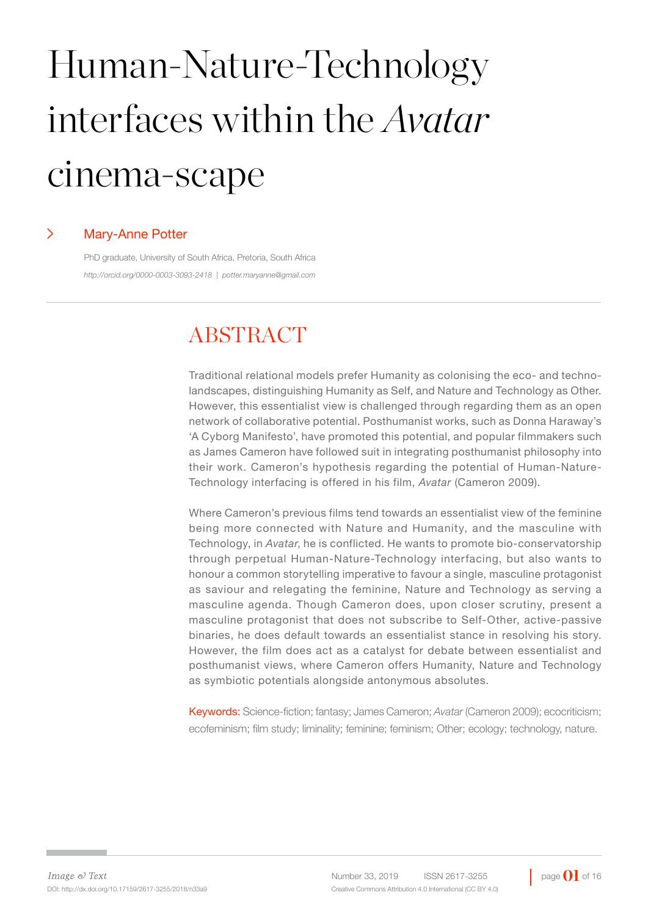# Human-Nature-Technology interfaces within the *Avatar* cinema-scape

> **Mary-Anne Potter**

PhD graduate, University of South Africa, Pretoria, South Africa

*http://orcid.org/0000-0003-3093-2418 | potter.maryanne@gmail.com*

## ABSTRACT

Traditional relational models prefer Humanity as colonising the eco- and techno-landscapes, distinguishing Humanity as Self, and Nature and Technology as Other. However, this essentialist view is challenged through regarding them as an open network of collaborative potential. Posthumanist works, such as Donna Haraway's 'A Cyborg Manifesto', have promoted this potential, and popular filmmakers such as James Cameron have followed suit in integrating posthumanist philosophy into their work. Cameron's hypothesis regarding the potential of Human-Nature-Technology interfacing is offered in his film, *Avatar* (Cameron 2009).

Where Cameron's previous films tend towards an essentialist view of the feminine being more connected with Nature and Humanity, and the masculine with Technology, in *Avatar*, he is conflicted. He wants to promote bio-conservatorship through perpetual Human-Nature-Technology interfacing, but also wants to honour a common storytelling imperative to favour a single, masculine protagonist as saviour and relegating the feminine, Nature and Technology as serving a masculine agenda. Though Cameron does, upon closer scrutiny, present a masculine protagonist that does not subscribe to Self-Other, active-passive binaries, he does default towards an essentialist stance in resolving his story. However, the film does act as a catalyst for debate between essentialist and posthumanist views, where Cameron offers Humanity, Nature and Technology as symbiotic potentials alongside antonymous absolutes.

**Keywords:** Science-fiction; fantasy; James Cameron; *Avatar* (Cameron 2009); ecocriticism; ecofeminism; film study; liminality; feminine; feminism; Other; ecology; technology, nature.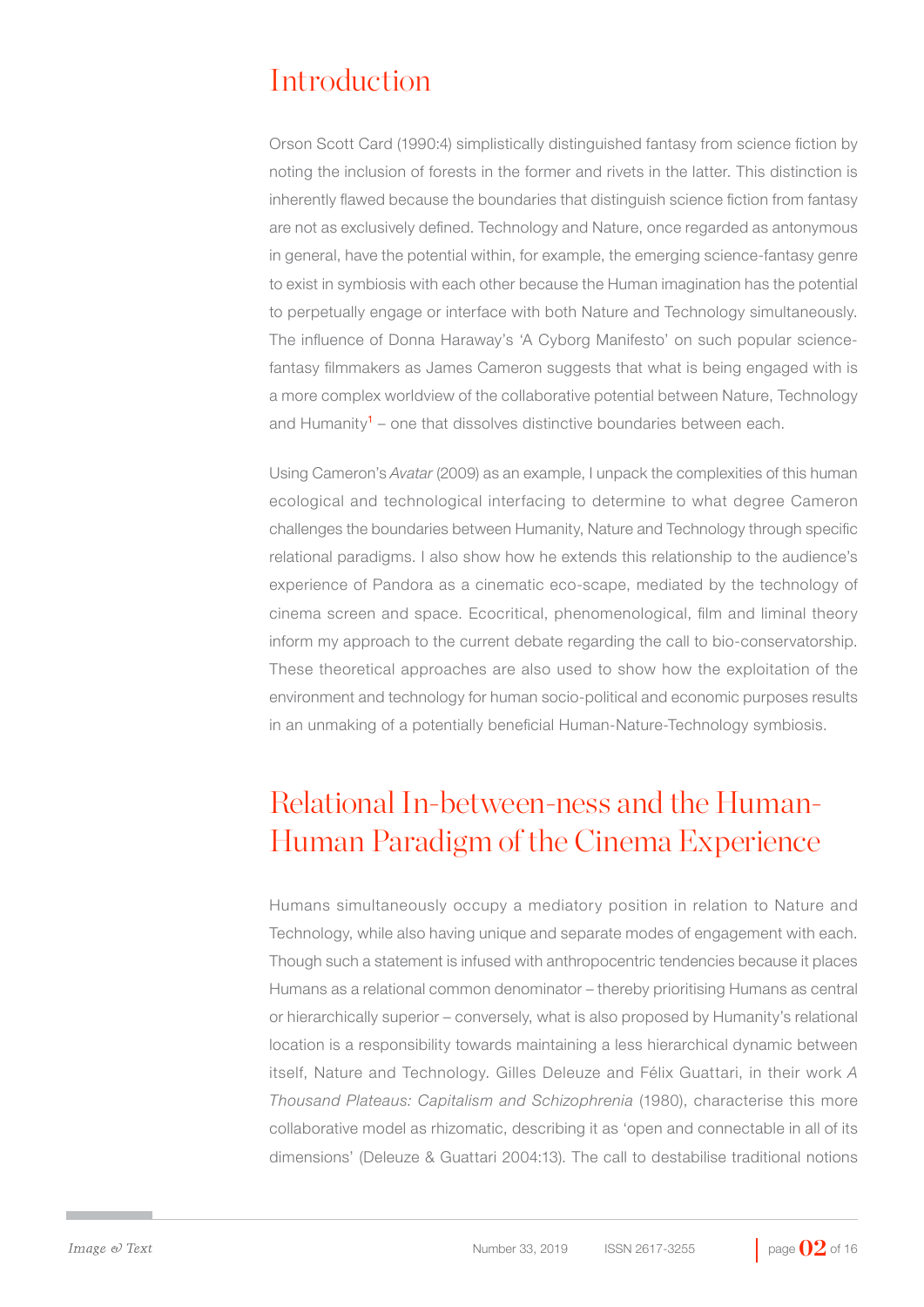## Introduction

Orson Scott Card (1990:4) simplistically distinguished fantasy from science fiction by noting the inclusion of forests in the former and rivets in the latter. This distinction is inherently flawed because the boundaries that distinguish science fiction from fantasy are not as exclusively defined. Technology and Nature, once regarded as antonymous in general, have the potential within, for example, the emerging science-fantasy genre to exist in symbiosis with each other because the Human imagination has the potential to perpetually engage or interface with both Nature and Technology simultaneously. The influence of Donna Haraway's 'A Cyborg Manifesto' on such popular science-fantasy filmmakers as James Cameron suggests that what is being engaged with is a more complex worldview of the collaborative potential between Nature, Technology and Humanity[1] – one that dissolves distinctive boundaries between each.

Using Cameron's *Avatar* (2009) as an example, I unpack the complexities of this human ecological and technological interfacing to determine to what degree Cameron challenges the boundaries between Humanity, Nature and Technology through specific relational paradigms. I also show how he extends this relationship to the audience's experience of Pandora as a cinematic eco-scape, mediated by the technology of cinema screen and space. Ecocritical, phenomenological, film and liminal theory inform my approach to the current debate regarding the call to bio-conservatorship. These theoretical approaches are also used to show how the exploitation of the environment and technology for human socio-political and economic purposes results in an unmaking of a potentially beneficial Human-Nature-Technology symbiosis.

## Relational In-between-ness and the Human-Human Paradigm of the Cinema Experience

Humans simultaneously occupy a mediatory position in relation to Nature and Technology, while also having unique and separate modes of engagement with each. Though such a statement is infused with anthropocentric tendencies because it places Humans as a relational common denominator – thereby prioritising Humans as central or hierarchically superior – conversely, what is also proposed by Humanity's relational location is a responsibility towards maintaining a less hierarchical dynamic between itself, Nature and Technology. Gilles Deleuze and Félix Guattari, in their work *A Thousand Plateaus: Capitalism and Schizophrenia* (1980), characterise this more collaborative model as rhizomatic, describing it as 'open and connectable in all of its dimensions' (Deleuze & Guattari 2004:13). The call to destabilise traditional notions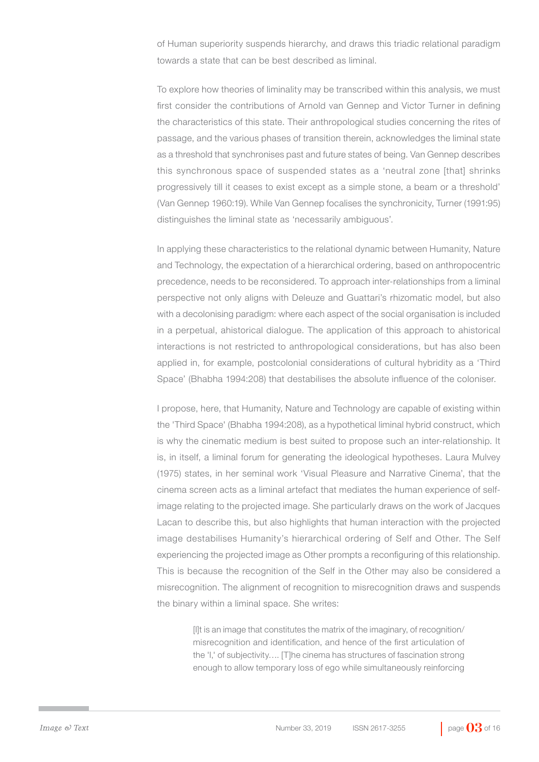of Human superiority suspends hierarchy, and draws this triadic relational paradigm towards a state that can be best described as liminal.

To explore how theories of liminality may be transcribed within this analysis, we must first consider the contributions of Arnold van Gennep and Victor Turner in defining the characteristics of this state. Their anthropological studies concerning the rites of passage, and the various phases of transition therein, acknowledges the liminal state as a threshold that synchronises past and future states of being. Van Gennep describes this synchronous space of suspended states as a 'neutral zone [that] shrinks progressively till it ceases to exist except as a simple stone, a beam or a threshold' (Van Gennep 1960:19). While Van Gennep focalises the synchronicity, Turner (1991:95) distinguishes the liminal state as 'necessarily ambiguous'.

In applying these characteristics to the relational dynamic between Humanity, Nature and Technology, the expectation of a hierarchical ordering, based on anthropocentric precedence, needs to be reconsidered. To approach inter-relationships from a liminal perspective not only aligns with Deleuze and Guattari's rhizomatic model, but also with a decolonising paradigm: where each aspect of the social organisation is included in a perpetual, ahistorical dialogue. The application of this approach to ahistorical interactions is not restricted to anthropological considerations, but has also been applied in, for example, postcolonial considerations of cultural hybridity as a 'Third Space' (Bhabha 1994:208) that destabilises the absolute influence of the coloniser.

I propose, here, that Humanity, Nature and Technology are capable of existing within the 'Third Space' (Bhabha 1994:208), as a hypothetical liminal hybrid construct, which is why the cinematic medium is best suited to propose such an inter-relationship. It is, in itself, a liminal forum for generating the ideological hypotheses. Laura Mulvey (1975) states, in her seminal work 'Visual Pleasure and Narrative Cinema', that the cinema screen acts as a liminal artefact that mediates the human experience of self-image relating to the projected image. She particularly draws on the work of Jacques Lacan to describe this, but also highlights that human interaction with the projected image destabilises Humanity's hierarchical ordering of Self and Other. The Self experiencing the projected image as Other prompts a reconfiguring of this relationship. This is because the recognition of the Self in the Other may also be considered a misrecognition. The alignment of recognition to misrecognition draws and suspends the binary within a liminal space. She writes:

> [I]t is an image that constitutes the matrix of the imaginary, of recognition/misrecognition and identification, and hence of the first articulation of the 'I,' of subjectivity…. [T]he cinema has structures of fascination strong enough to allow temporary loss of ego while simultaneously reinforcing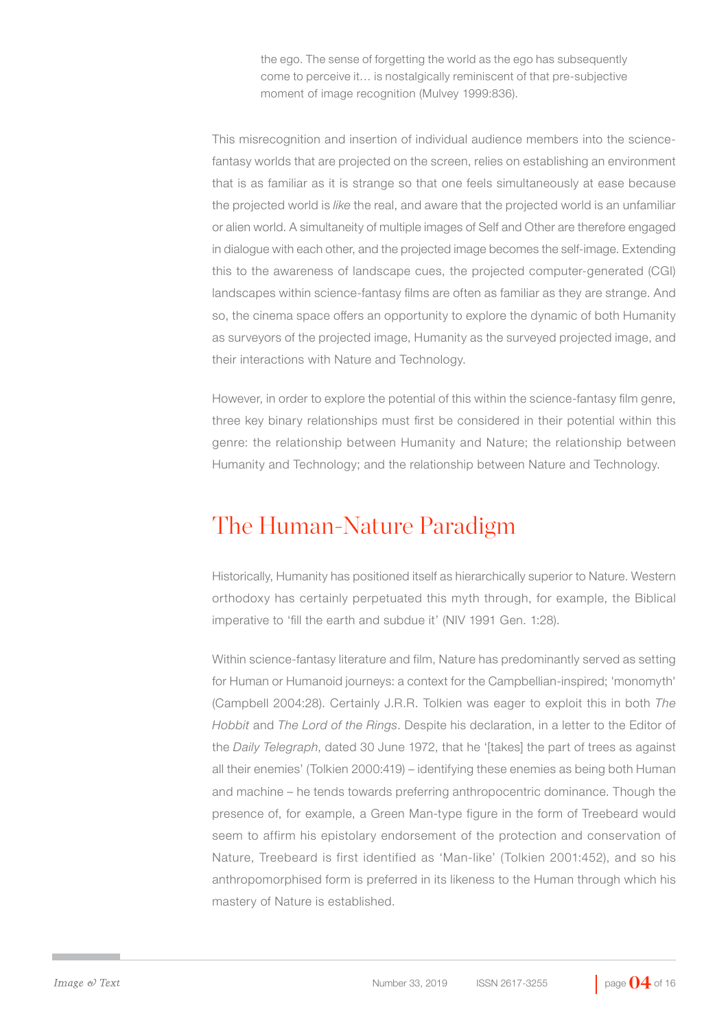> the ego. The sense of forgetting the world as the ego has subsequently come to perceive it… is nostalgically reminiscent of that pre-subjective moment of image recognition (Mulvey 1999:836).

This misrecognition and insertion of individual audience members into the science-fantasy worlds that are projected on the screen, relies on establishing an environment that is as familiar as it is strange so that one feels simultaneously at ease because the projected world is *like* the real, and aware that the projected world is an unfamiliar or alien world. A simultaneity of multiple images of Self and Other are therefore engaged in dialogue with each other, and the projected image becomes the self-image. Extending this to the awareness of landscape cues, the projected computer-generated (CGI) landscapes within science-fantasy films are often as familiar as they are strange. And so, the cinema space offers an opportunity to explore the dynamic of both Humanity as surveyors of the projected image, Humanity as the surveyed projected image, and their interactions with Nature and Technology.

However, in order to explore the potential of this within the science-fantasy film genre, three key binary relationships must first be considered in their potential within this genre: the relationship between Humanity and Nature; the relationship between Humanity and Technology; and the relationship between Nature and Technology.

## The Human-Nature Paradigm

Historically, Humanity has positioned itself as hierarchically superior to Nature. Western orthodoxy has certainly perpetuated this myth through, for example, the Biblical imperative to 'fill the earth and subdue it' (NIV 1991 Gen. 1:28).

Within science-fantasy literature and film, Nature has predominantly served as setting for Human or Humanoid journeys: a context for the Campbellian-inspired; 'monomyth' (Campbell 2004:28). Certainly J.R.R. Tolkien was eager to exploit this in both *The Hobbit* and *The Lord of the Rings*. Despite his declaration, in a letter to the Editor of the *Daily Telegraph*, dated 30 June 1972, that he '[takes] the part of trees as against all their enemies' (Tolkien 2000:419) – identifying these enemies as being both Human and machine – he tends towards preferring anthropocentric dominance. Though the presence of, for example, a Green Man-type figure in the form of Treebeard would seem to affirm his epistolary endorsement of the protection and conservation of Nature, Treebeard is first identified as 'Man-like' (Tolkien 2001:452), and so his anthropomorphised form is preferred in its likeness to the Human through which his mastery of Nature is established.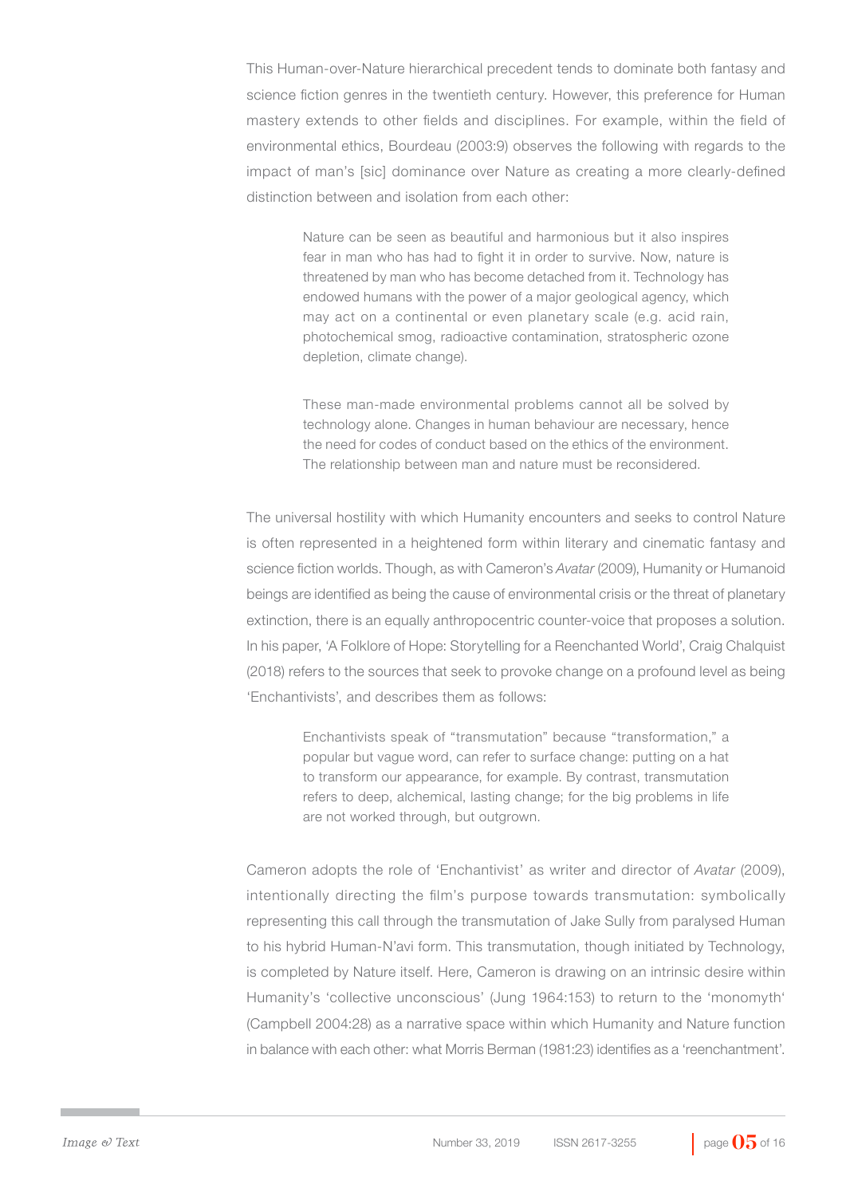This Human-over-Nature hierarchical precedent tends to dominate both fantasy and science fiction genres in the twentieth century. However, this preference for Human mastery extends to other fields and disciplines. For example, within the field of environmental ethics, Bourdeau (2003:9) observes the following with regards to the impact of man's [sic] dominance over Nature as creating a more clearly-defined distinction between and isolation from each other:

> Nature can be seen as beautiful and harmonious but it also inspires fear in man who has had to fight it in order to survive. Now, nature is threatened by man who has become detached from it. Technology has endowed humans with the power of a major geological agency, which may act on a continental or even planetary scale (e.g. acid rain, photochemical smog, radioactive contamination, stratospheric ozone depletion, climate change).
>
> These man-made environmental problems cannot all be solved by technology alone. Changes in human behaviour are necessary, hence the need for codes of conduct based on the ethics of the environment. The relationship between man and nature must be reconsidered.

The universal hostility with which Humanity encounters and seeks to control Nature is often represented in a heightened form within literary and cinematic fantasy and science fiction worlds. Though, as with Cameron's *Avatar* (2009), Humanity or Humanoid beings are identified as being the cause of environmental crisis or the threat of planetary extinction, there is an equally anthropocentric counter-voice that proposes a solution. In his paper, 'A Folklore of Hope: Storytelling for a Reenchanted World', Craig Chalquist (2018) refers to the sources that seek to provoke change on a profound level as being 'Enchantivists', and describes them as follows:

> Enchantivists speak of "transmutation" because "transformation," a popular but vague word, can refer to surface change: putting on a hat to transform our appearance, for example. By contrast, transmutation refers to deep, alchemical, lasting change; for the big problems in life are not worked through, but outgrown.

Cameron adopts the role of 'Enchantivist' as writer and director of *Avatar* (2009), intentionally directing the film's purpose towards transmutation: symbolically representing this call through the transmutation of Jake Sully from paralysed Human to his hybrid Human-N'avi form. This transmutation, though initiated by Technology, is completed by Nature itself. Here, Cameron is drawing on an intrinsic desire within Humanity's 'collective unconscious' (Jung 1964:153) to return to the 'monomyth' (Campbell 2004:28) as a narrative space within which Humanity and Nature function in balance with each other: what Morris Berman (1981:23) identifies as a 'reenchantment'.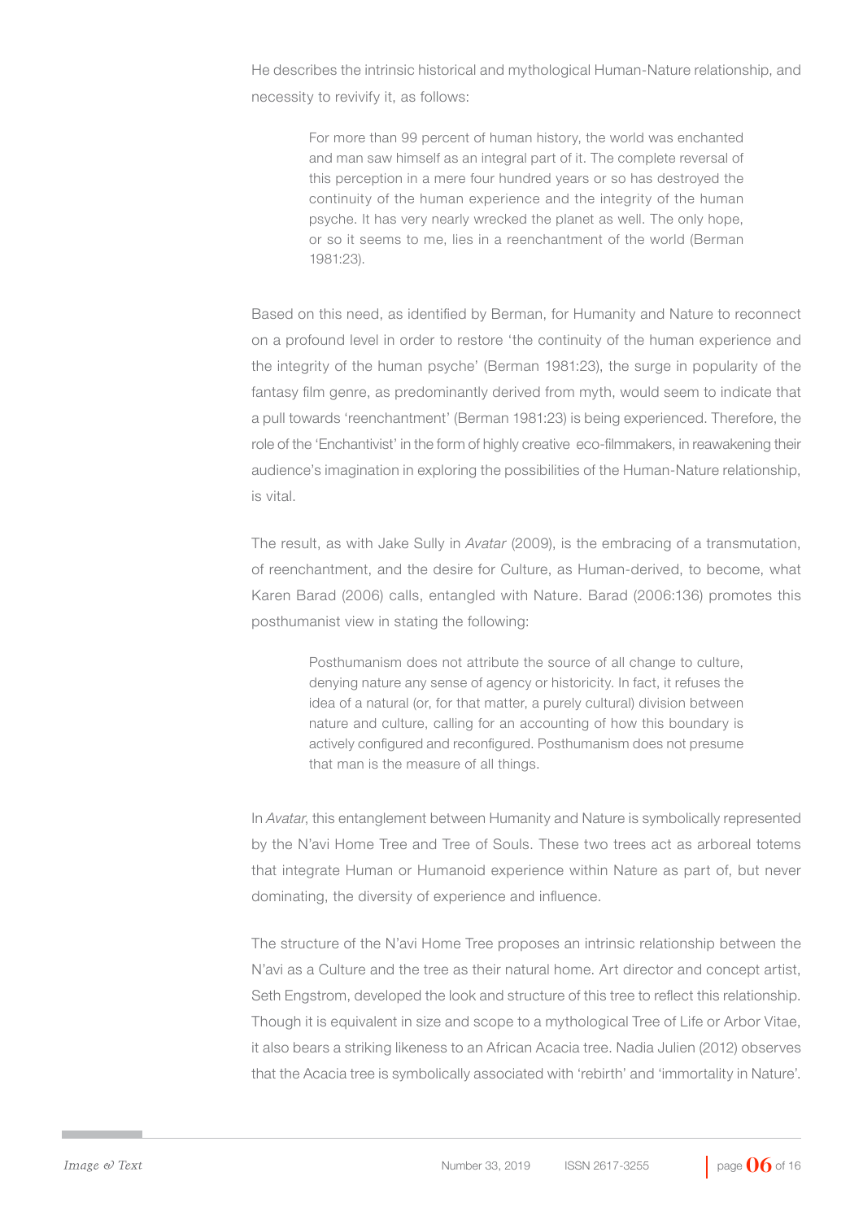He describes the intrinsic historical and mythological Human-Nature relationship, and necessity to revivify it, as follows:

> For more than 99 percent of human history, the world was enchanted and man saw himself as an integral part of it. The complete reversal of this perception in a mere four hundred years or so has destroyed the continuity of the human experience and the integrity of the human psyche. It has very nearly wrecked the planet as well. The only hope, or so it seems to me, lies in a reenchantment of the world (Berman 1981:23).

Based on this need, as identified by Berman, for Humanity and Nature to reconnect on a profound level in order to restore 'the continuity of the human experience and the integrity of the human psyche' (Berman 1981:23), the surge in popularity of the fantasy film genre, as predominantly derived from myth, would seem to indicate that a pull towards 'reenchantment' (Berman 1981:23) is being experienced. Therefore, the role of the 'Enchantivist' in the form of highly creative eco-filmmakers, in reawakening their audience's imagination in exploring the possibilities of the Human-Nature relationship, is vital.

The result, as with Jake Sully in *Avatar* (2009), is the embracing of a transmutation, of reenchantment, and the desire for Culture, as Human-derived, to become, what Karen Barad (2006) calls, entangled with Nature. Barad (2006:136) promotes this posthumanist view in stating the following:

> Posthumanism does not attribute the source of all change to culture, denying nature any sense of agency or historicity. In fact, it refuses the idea of a natural (or, for that matter, a purely cultural) division between nature and culture, calling for an accounting of how this boundary is actively configured and reconfigured. Posthumanism does not presume that man is the measure of all things.

In *Avatar*, this entanglement between Humanity and Nature is symbolically represented by the N'avi Home Tree and Tree of Souls. These two trees act as arboreal totems that integrate Human or Humanoid experience within Nature as part of, but never dominating, the diversity of experience and influence.

The structure of the N'avi Home Tree proposes an intrinsic relationship between the N'avi as a Culture and the tree as their natural home. Art director and concept artist, Seth Engstrom, developed the look and structure of this tree to reflect this relationship. Though it is equivalent in size and scope to a mythological Tree of Life or Arbor Vitae, it also bears a striking likeness to an African Acacia tree. Nadia Julien (2012) observes that the Acacia tree is symbolically associated with 'rebirth' and 'immortality in Nature'.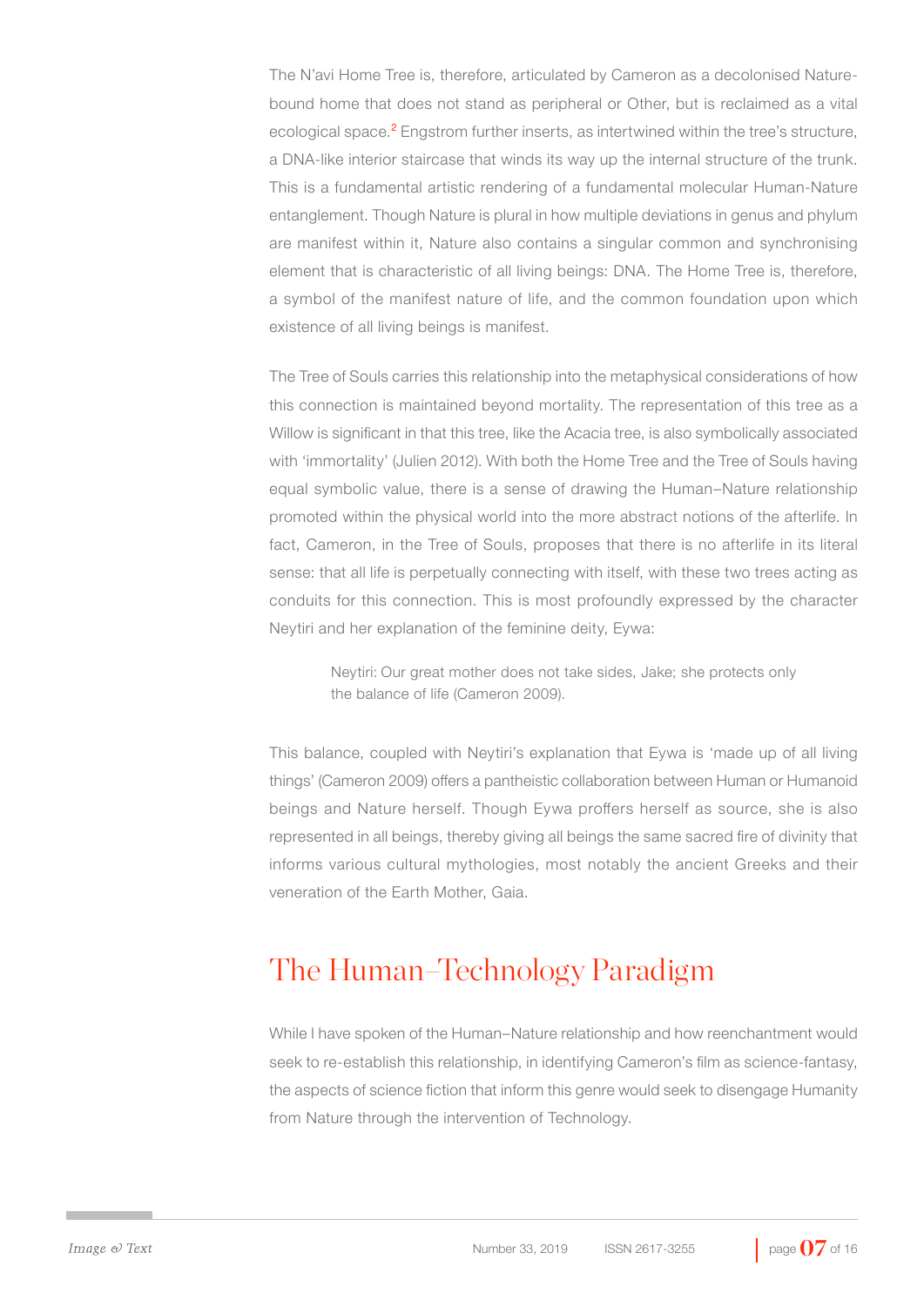The N'avi Home Tree is, therefore, articulated by Cameron as a decolonised Nature-bound home that does not stand as peripheral or Other, but is reclaimed as a vital ecological space.[2] Engstrom further inserts, as intertwined within the tree's structure, a DNA-like interior staircase that winds its way up the internal structure of the trunk. This is a fundamental artistic rendering of a fundamental molecular Human-Nature entanglement. Though Nature is plural in how multiple deviations in genus and phylum are manifest within it, Nature also contains a singular common and synchronising element that is characteristic of all living beings: DNA. The Home Tree is, therefore, a symbol of the manifest nature of life, and the common foundation upon which existence of all living beings is manifest.

The Tree of Souls carries this relationship into the metaphysical considerations of how this connection is maintained beyond mortality. The representation of this tree as a Willow is significant in that this tree, like the Acacia tree, is also symbolically associated with 'immortality' (Julien 2012). With both the Home Tree and the Tree of Souls having equal symbolic value, there is a sense of drawing the Human–Nature relationship promoted within the physical world into the more abstract notions of the afterlife. In fact, Cameron, in the Tree of Souls, proposes that there is no afterlife in its literal sense: that all life is perpetually connecting with itself, with these two trees acting as conduits for this connection. This is most profoundly expressed by the character Neytiri and her explanation of the feminine deity, Eywa:

> Neytiri: Our great mother does not take sides, Jake; she protects only the balance of life (Cameron 2009).

This balance, coupled with Neytiri's explanation that Eywa is 'made up of all living things' (Cameron 2009) offers a pantheistic collaboration between Human or Humanoid beings and Nature herself. Though Eywa proffers herself as source, she is also represented in all beings, thereby giving all beings the same sacred fire of divinity that informs various cultural mythologies, most notably the ancient Greeks and their veneration of the Earth Mother, Gaia.

## The Human–Technology Paradigm

While I have spoken of the Human–Nature relationship and how reenchantment would seek to re-establish this relationship, in identifying Cameron's film as science-fantasy, the aspects of science fiction that inform this genre would seek to disengage Humanity from Nature through the intervention of Technology.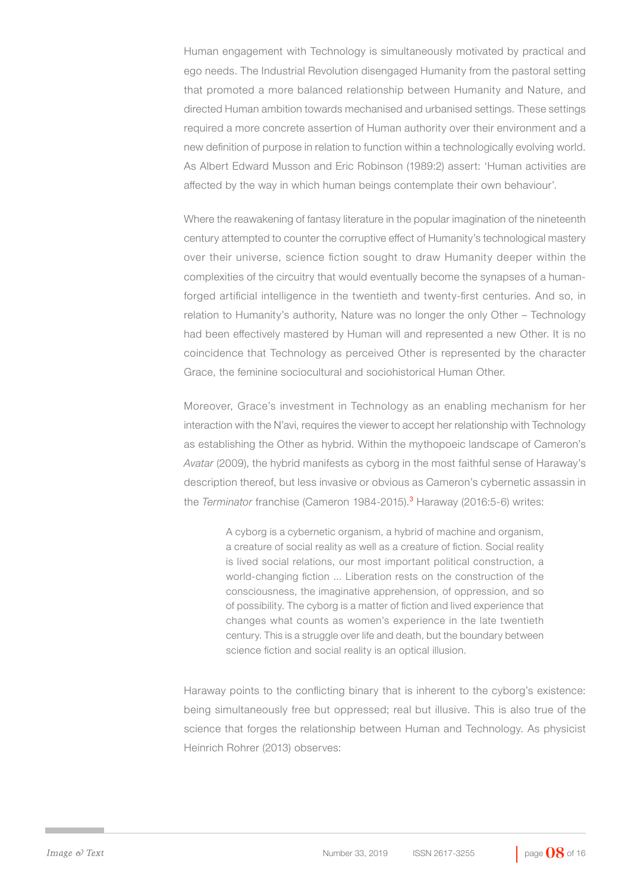Human engagement with Technology is simultaneously motivated by practical and ego needs. The Industrial Revolution disengaged Humanity from the pastoral setting that promoted a more balanced relationship between Humanity and Nature, and directed Human ambition towards mechanised and urbanised settings. These settings required a more concrete assertion of Human authority over their environment and a new definition of purpose in relation to function within a technologically evolving world. As Albert Edward Musson and Eric Robinson (1989:2) assert: 'Human activities are affected by the way in which human beings contemplate their own behaviour'.

Where the reawakening of fantasy literature in the popular imagination of the nineteenth century attempted to counter the corruptive effect of Humanity's technological mastery over their universe, science fiction sought to draw Humanity deeper within the complexities of the circuitry that would eventually become the synapses of a human-forged artificial intelligence in the twentieth and twenty-first centuries. And so, in relation to Humanity's authority, Nature was no longer the only Other – Technology had been effectively mastered by Human will and represented a new Other. It is no coincidence that Technology as perceived Other is represented by the character Grace, the feminine sociocultural and sociohistorical Human Other.

Moreover, Grace's investment in Technology as an enabling mechanism for her interaction with the N'avi, requires the viewer to accept her relationship with Technology as establishing the Other as hybrid. Within the mythopoeic landscape of Cameron's *Avatar* (2009), the hybrid manifests as cyborg in the most faithful sense of Haraway's description thereof, but less invasive or obvious as Cameron's cybernetic assassin in the *Terminator* franchise (Cameron 1984-2015).[3] Haraway (2016:5-6) writes:

> A cyborg is a cybernetic organism, a hybrid of machine and organism, a creature of social reality as well as a creature of fiction. Social reality is lived social relations, our most important political construction, a world-changing fiction ... Liberation rests on the construction of the consciousness, the imaginative apprehension, of oppression, and so of possibility. The cyborg is a matter of fiction and lived experience that changes what counts as women's experience in the late twentieth century. This is a struggle over life and death, but the boundary between science fiction and social reality is an optical illusion.

Haraway points to the conflicting binary that is inherent to the cyborg's existence: being simultaneously free but oppressed; real but illusive. This is also true of the science that forges the relationship between Human and Technology. As physicist Heinrich Rohrer (2013) observes: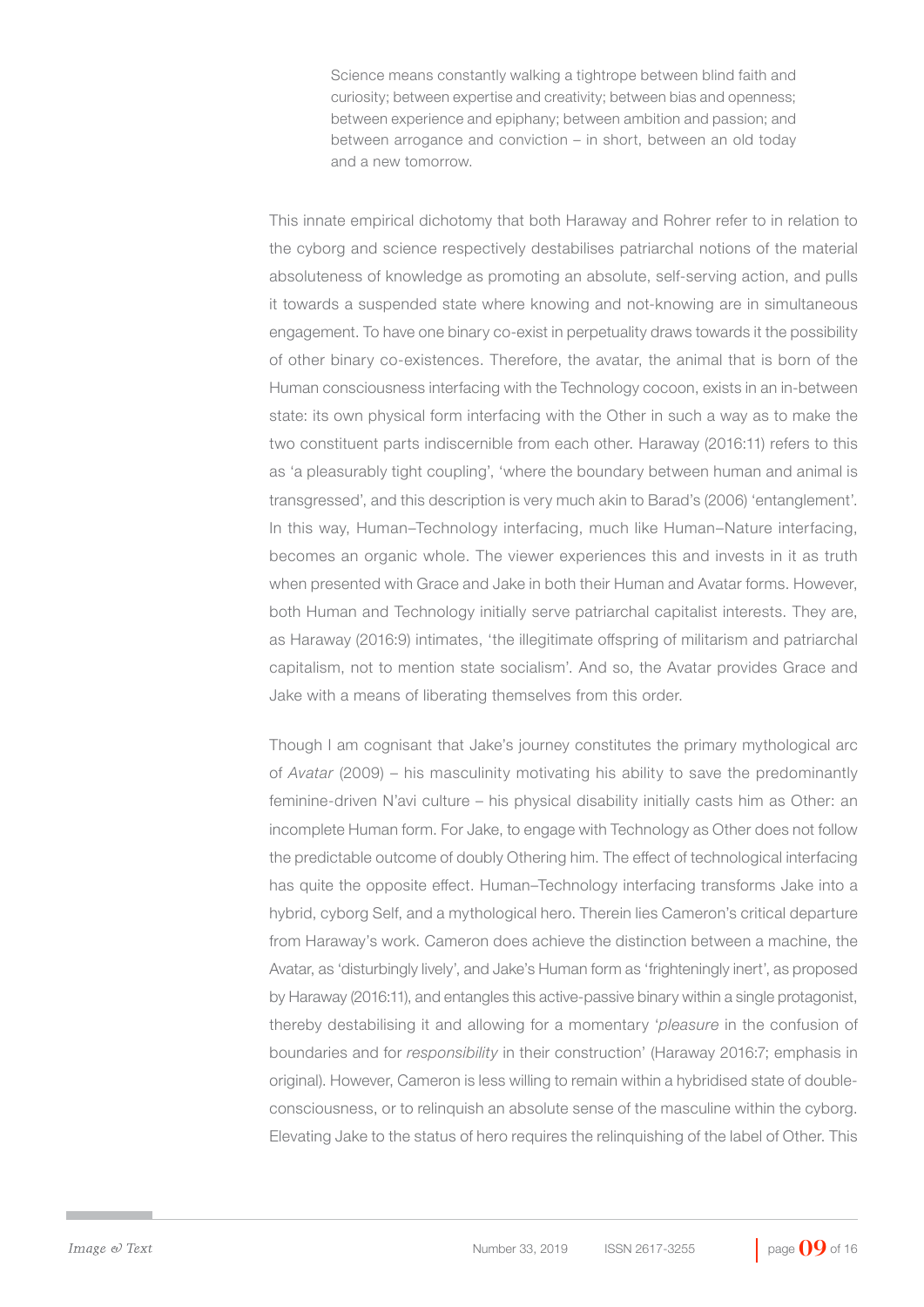> Science means constantly walking a tightrope between blind faith and curiosity; between expertise and creativity; between bias and openness; between experience and epiphany; between ambition and passion; and between arrogance and conviction – in short, between an old today and a new tomorrow.

This innate empirical dichotomy that both Haraway and Rohrer refer to in relation to the cyborg and science respectively destabilises patriarchal notions of the material absoluteness of knowledge as promoting an absolute, self-serving action, and pulls it towards a suspended state where knowing and not-knowing are in simultaneous engagement. To have one binary co-exist in perpetuality draws towards it the possibility of other binary co-existences. Therefore, the avatar, the animal that is born of the Human consciousness interfacing with the Technology cocoon, exists in an in-between state: its own physical form interfacing with the Other in such a way as to make the two constituent parts indiscernible from each other. Haraway (2016:11) refers to this as 'a pleasurably tight coupling', 'where the boundary between human and animal is transgressed', and this description is very much akin to Barad's (2006) 'entanglement'. In this way, Human–Technology interfacing, much like Human–Nature interfacing, becomes an organic whole. The viewer experiences this and invests in it as truth when presented with Grace and Jake in both their Human and Avatar forms. However, both Human and Technology initially serve patriarchal capitalist interests. They are, as Haraway (2016:9) intimates, 'the illegitimate offspring of militarism and patriarchal capitalism, not to mention state socialism'. And so, the Avatar provides Grace and Jake with a means of liberating themselves from this order.

Though I am cognisant that Jake's journey constitutes the primary mythological arc of *Avatar* (2009) – his masculinity motivating his ability to save the predominantly feminine-driven N'avi culture – his physical disability initially casts him as Other: an incomplete Human form. For Jake, to engage with Technology as Other does not follow the predictable outcome of doubly Othering him. The effect of technological interfacing has quite the opposite effect. Human–Technology interfacing transforms Jake into a hybrid, cyborg Self, and a mythological hero. Therein lies Cameron's critical departure from Haraway's work. Cameron does achieve the distinction between a machine, the Avatar, as 'disturbingly lively', and Jake's Human form as 'frighteningly inert', as proposed by Haraway (2016:11), and entangles this active-passive binary within a single protagonist, thereby destabilising it and allowing for a momentary '*pleasure* in the confusion of boundaries and for *responsibility* in their construction' (Haraway 2016:7; emphasis in original). However, Cameron is less willing to remain within a hybridised state of double-consciousness, or to relinquish an absolute sense of the masculine within the cyborg. Elevating Jake to the status of hero requires the relinquishing of the label of Other. This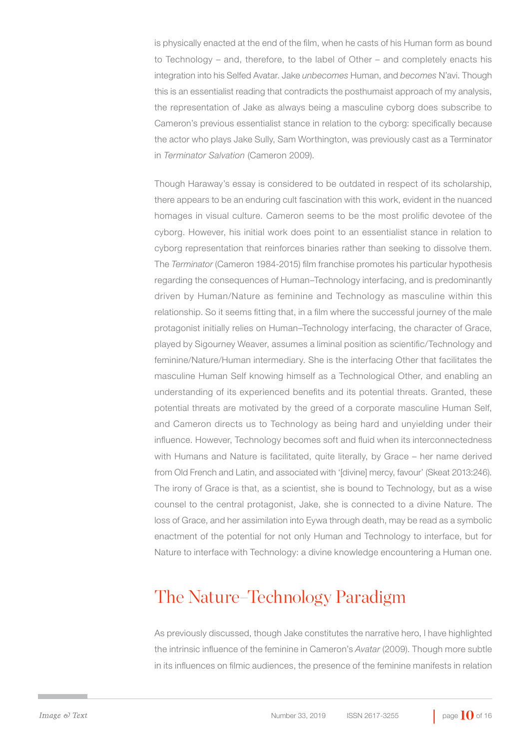is physically enacted at the end of the film, when he casts of his Human form as bound to Technology – and, therefore, to the label of Other – and completely enacts his integration into his Selfed Avatar. Jake *unbecomes* Human, and *becomes* N'avi. Though this is an essentialist reading that contradicts the posthumaist approach of my analysis, the representation of Jake as always being a masculine cyborg does subscribe to Cameron's previous essentialist stance in relation to the cyborg: specifically because the actor who plays Jake Sully, Sam Worthington, was previously cast as a Terminator in *Terminator Salvation* (Cameron 2009).

Though Haraway's essay is considered to be outdated in respect of its scholarship, there appears to be an enduring cult fascination with this work, evident in the nuanced homages in visual culture. Cameron seems to be the most prolific devotee of the cyborg. However, his initial work does point to an essentialist stance in relation to cyborg representation that reinforces binaries rather than seeking to dissolve them. The *Terminator* (Cameron 1984-2015) film franchise promotes his particular hypothesis regarding the consequences of Human–Technology interfacing, and is predominantly driven by Human/Nature as feminine and Technology as masculine within this relationship. So it seems fitting that, in a film where the successful journey of the male protagonist initially relies on Human–Technology interfacing, the character of Grace, played by Sigourney Weaver, assumes a liminal position as scientific/Technology and feminine/Nature/Human intermediary. She is the interfacing Other that facilitates the masculine Human Self knowing himself as a Technological Other, and enabling an understanding of its experienced benefits and its potential threats. Granted, these potential threats are motivated by the greed of a corporate masculine Human Self, and Cameron directs us to Technology as being hard and unyielding under their influence. However, Technology becomes soft and fluid when its interconnectedness with Humans and Nature is facilitated, quite literally, by Grace – her name derived from Old French and Latin, and associated with '[divine] mercy, favour' (Skeat 2013:246). The irony of Grace is that, as a scientist, she is bound to Technology, but as a wise counsel to the central protagonist, Jake, she is connected to a divine Nature. The loss of Grace, and her assimilation into Eywa through death, may be read as a symbolic enactment of the potential for not only Human and Technology to interface, but for Nature to interface with Technology: a divine knowledge encountering a Human one.

## The Nature–Technology Paradigm

As previously discussed, though Jake constitutes the narrative hero, I have highlighted the intrinsic influence of the feminine in Cameron's *Avatar* (2009). Though more subtle in its influences on filmic audiences, the presence of the feminine manifests in relation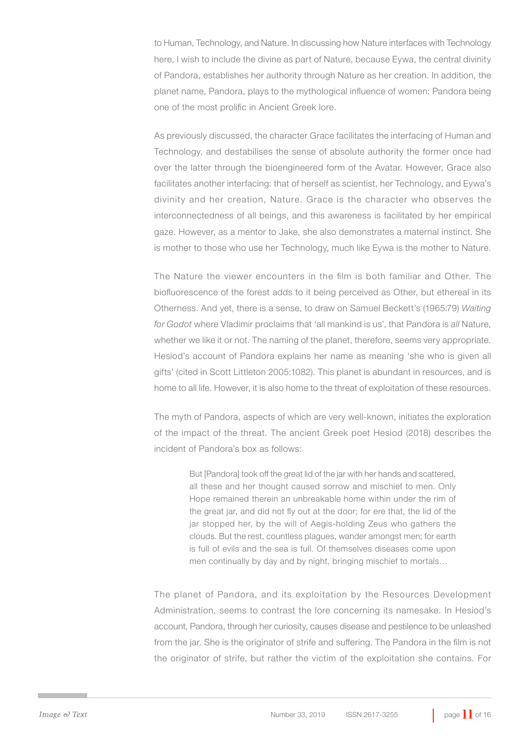to Human, Technology, and Nature. In discussing how Nature interfaces with Technology here, I wish to include the divine as part of Nature, because Eywa, the central divinity of Pandora, establishes her authority through Nature as her creation. In addition, the planet name, Pandora, plays to the mythological influence of women: Pandora being one of the most prolific in Ancient Greek lore.

As previously discussed, the character Grace facilitates the interfacing of Human and Technology, and destabilises the sense of absolute authority the former once had over the latter through the bioengineered form of the Avatar. However, Grace also facilitates another interfacing: that of herself as scientist, her Technology, and Eywa's divinity and her creation, Nature. Grace is the character who observes the interconnectedness of all beings, and this awareness is facilitated by her empirical gaze. However, as a mentor to Jake, she also demonstrates a maternal instinct. She is mother to those who use her Technology, much like Eywa is the mother to Nature.

The Nature the viewer encounters in the film is both familiar and Other. The biofluorescence of the forest adds to it being perceived as Other, but ethereal in its Otherness. And yet, there is a sense, to draw on Samuel Beckett's (1965:79) *Waiting for Godot* where Vladimir proclaims that 'all mankind is us', that Pandora is *all* Nature, whether we like it or not. The naming of the planet, therefore, seems very appropriate. Hesiod's account of Pandora explains her name as meaning 'she who is given all gifts' (cited in Scott Littleton 2005:1082). This planet is abundant in resources, and is home to all life. However, it is also home to the threat of exploitation of these resources.

The myth of Pandora, aspects of which are very well-known, initiates the exploration of the impact of the threat. The ancient Greek poet Hesiod (2018) describes the incident of Pandora's box as follows:

> But [Pandora] took off the great lid of the jar with her hands and scattered, all these and her thought caused sorrow and mischief to men. Only Hope remained therein an unbreakable home within under the rim of the great jar, and did not fly out at the door; for ere that, the lid of the jar stopped her, by the will of Aegis-holding Zeus who gathers the clouds. But the rest, countless plagues, wander amongst men; for earth is full of evils and the sea is full. Of themselves diseases come upon men continually by day and by night, bringing mischief to mortals…

The planet of Pandora, and its exploitation by the Resources Development Administration, seems to contrast the lore concerning its namesake. In Hesiod's account, Pandora, through her curiosity, causes disease and pestilence to be unleashed from the jar. She is the originator of strife and suffering. The Pandora in the film is not the originator of strife, but rather the victim of the exploitation she contains. For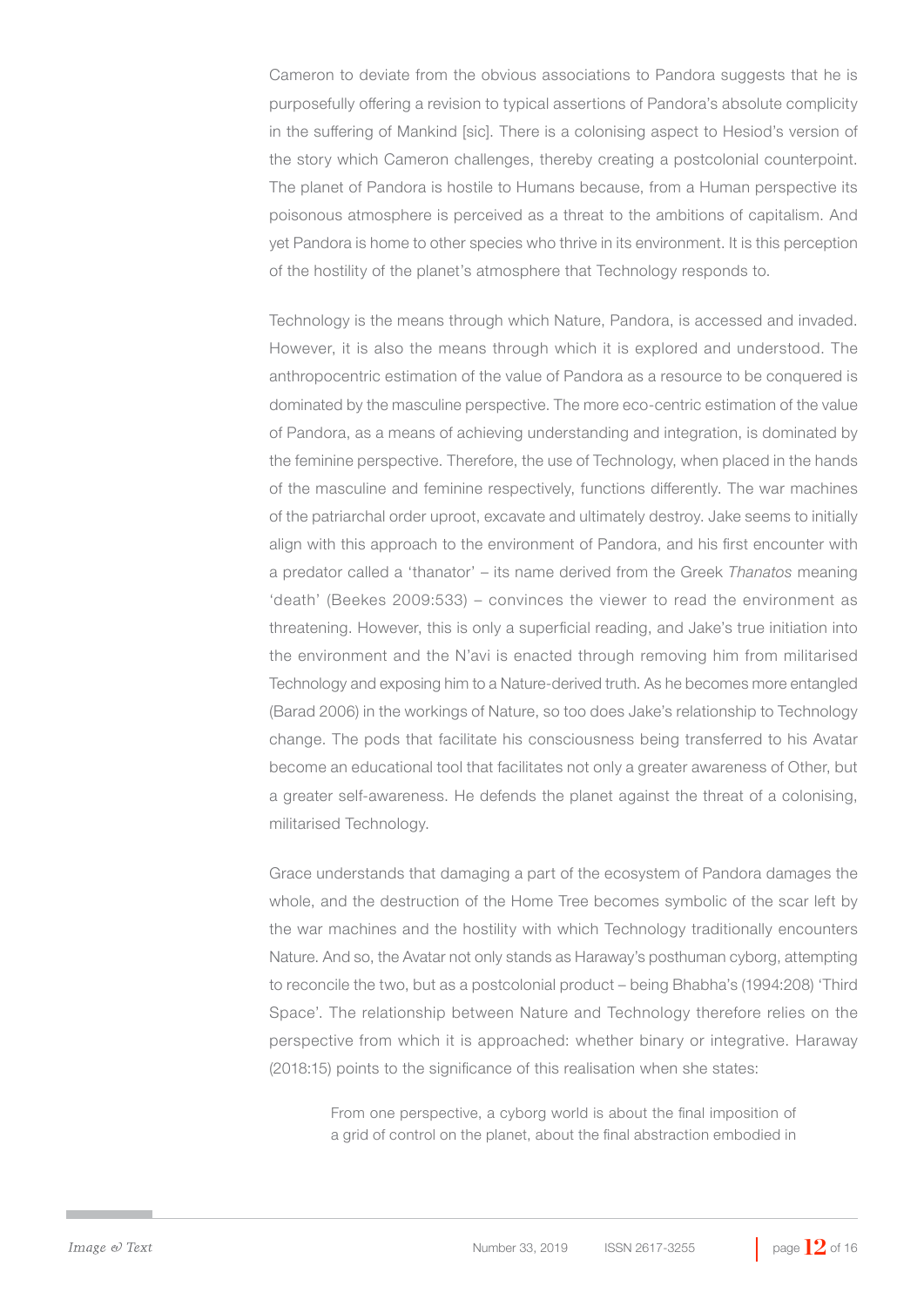Cameron to deviate from the obvious associations to Pandora suggests that he is purposefully offering a revision to typical assertions of Pandora's absolute complicity in the suffering of Mankind [sic]. There is a colonising aspect to Hesiod's version of the story which Cameron challenges, thereby creating a postcolonial counterpoint. The planet of Pandora is hostile to Humans because, from a Human perspective its poisonous atmosphere is perceived as a threat to the ambitions of capitalism. And yet Pandora is home to other species who thrive in its environment. It is this perception of the hostility of the planet's atmosphere that Technology responds to.

Technology is the means through which Nature, Pandora, is accessed and invaded. However, it is also the means through which it is explored and understood. The anthropocentric estimation of the value of Pandora as a resource to be conquered is dominated by the masculine perspective. The more eco-centric estimation of the value of Pandora, as a means of achieving understanding and integration, is dominated by the feminine perspective. Therefore, the use of Technology, when placed in the hands of the masculine and feminine respectively, functions differently. The war machines of the patriarchal order uproot, excavate and ultimately destroy. Jake seems to initially align with this approach to the environment of Pandora, and his first encounter with a predator called a 'thanator' – its name derived from the Greek *Thanatos* meaning 'death' (Beekes 2009:533) – convinces the viewer to read the environment as threatening. However, this is only a superficial reading, and Jake's true initiation into the environment and the N'avi is enacted through removing him from militarised Technology and exposing him to a Nature-derived truth. As he becomes more entangled (Barad 2006) in the workings of Nature, so too does Jake's relationship to Technology change. The pods that facilitate his consciousness being transferred to his Avatar become an educational tool that facilitates not only a greater awareness of Other, but a greater self-awareness. He defends the planet against the threat of a colonising, militarised Technology.

Grace understands that damaging a part of the ecosystem of Pandora damages the whole, and the destruction of the Home Tree becomes symbolic of the scar left by the war machines and the hostility with which Technology traditionally encounters Nature. And so, the Avatar not only stands as Haraway's posthuman cyborg, attempting to reconcile the two, but as a postcolonial product – being Bhabha's (1994:208) 'Third Space'. The relationship between Nature and Technology therefore relies on the perspective from which it is approached: whether binary or integrative. Haraway (2018:15) points to the significance of this realisation when she states:

> From one perspective, a cyborg world is about the final imposition of a grid of control on the planet, about the final abstraction embodied in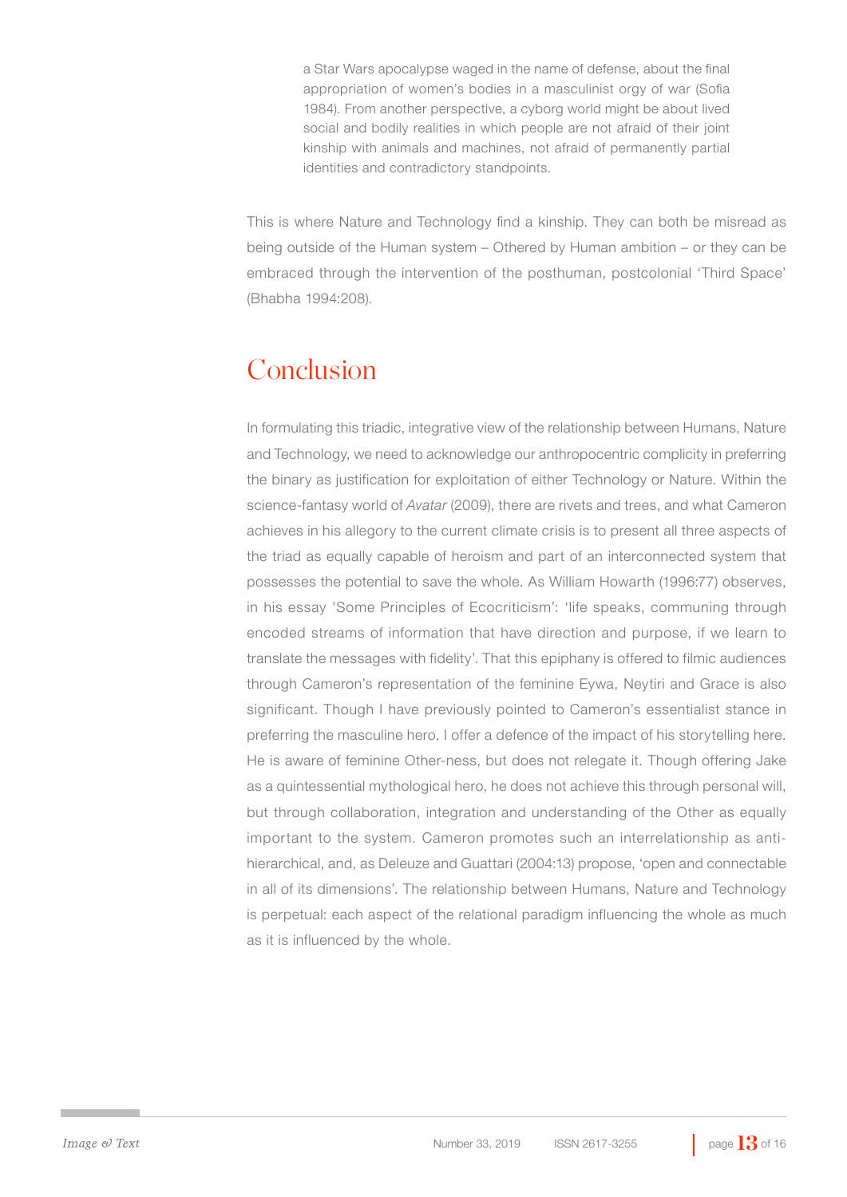> a Star Wars apocalypse waged in the name of defense, about the final appropriation of women's bodies in a masculinist orgy of war (Sofia 1984). From another perspective, a cyborg world might be about lived social and bodily realities in which people are not afraid of their joint kinship with animals and machines, not afraid of permanently partial identities and contradictory standpoints.

This is where Nature and Technology find a kinship. They can both be misread as being outside of the Human system – Othered by Human ambition – or they can be embraced through the intervention of the posthuman, postcolonial 'Third Space' (Bhabha 1994:208).

## Conclusion

In formulating this triadic, integrative view of the relationship between Humans, Nature and Technology, we need to acknowledge our anthropocentric complicity in preferring the binary as justification for exploitation of either Technology or Nature. Within the science-fantasy world of *Avatar* (2009), there are rivets and trees, and what Cameron achieves in his allegory to the current climate crisis is to present all three aspects of the triad as equally capable of heroism and part of an interconnected system that possesses the potential to save the whole. As William Howarth (1996:77) observes, in his essay 'Some Principles of Ecocriticism': 'life speaks, communing through encoded streams of information that have direction and purpose, if we learn to translate the messages with fidelity'. That this epiphany is offered to filmic audiences through Cameron's representation of the feminine Eywa, Neytiri and Grace is also significant. Though I have previously pointed to Cameron's essentialist stance in preferring the masculine hero, I offer a defence of the impact of his storytelling here. He is aware of feminine Other-ness, but does not relegate it. Though offering Jake as a quintessential mythological hero, he does not achieve this through personal will, but through collaboration, integration and understanding of the Other as equally important to the system. Cameron promotes such an interrelationship as anti-hierarchical, and, as Deleuze and Guattari (2004:13) propose, 'open and connectable in all of its dimensions'. The relationship between Humans, Nature and Technology is perpetual: each aspect of the relational paradigm influencing the whole as much as it is influenced by the whole.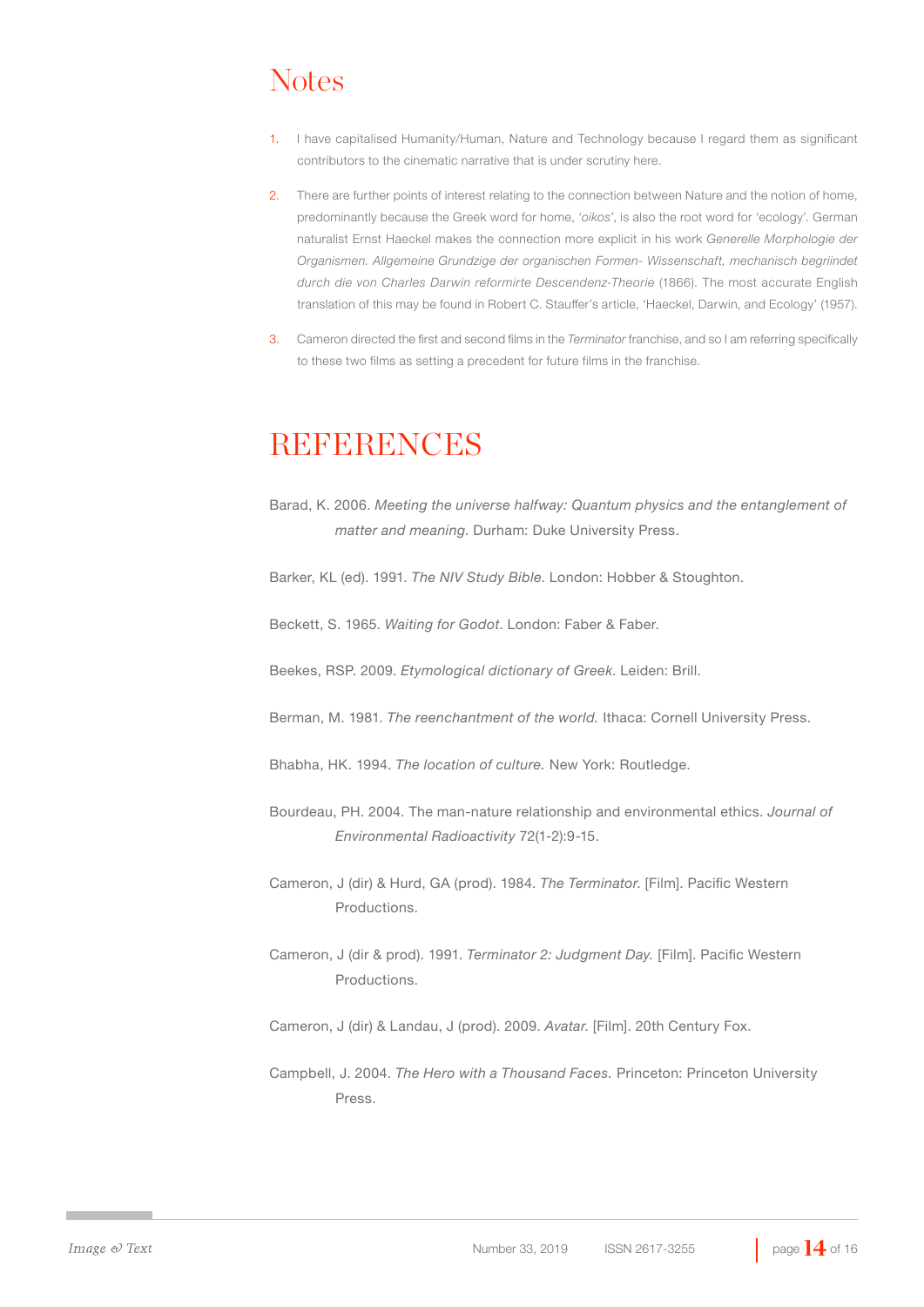# Notes

1. I have capitalised Humanity/Human, Nature and Technology because I regard them as significant contributors to the cinematic narrative that is under scrutiny here.
2. There are further points of interest relating to the connection between Nature and the notion of home, predominantly because the Greek word for home, '*oikos*', is also the root word for 'ecology'. German naturalist Ernst Haeckel makes the connection more explicit in his work *Generelle Morphologie der Organismen. Allgemeine Grundzige der organischen Formen- Wissenschaft, mechanisch begriindet durch die von Charles Darwin reformirte Descendenz-Theorie* (1866). The most accurate English translation of this may be found in Robert C. Stauffer's article, 'Haeckel, Darwin, and Ecology' (1957).
3. Cameron directed the first and second films in the *Terminator* franchise, and so I am referring specifically to these two films as setting a precedent for future films in the franchise.

# REFERENCES

Barad, K. 2006. *Meeting the universe halfway: Quantum physics and the entanglement of matter and meaning*. Durham: Duke University Press.

Barker, KL (ed). 1991. *The NIV Study Bible*. London: Hobber & Stoughton.

Beckett, S. 1965. *Waiting for Godot*. London: Faber & Faber.

Beekes, RSP. 2009. *Etymological dictionary of Greek*. Leiden: Brill.

Berman, M. 1981. *The reenchantment of the world.* Ithaca: Cornell University Press.

Bhabha, HK. 1994. *The location of culture.* New York: Routledge.

Bourdeau, PH. 2004. The man-nature relationship and environmental ethics. *Journal of Environmental Radioactivity* 72(1-2):9-15.

Cameron, J (dir) & Hurd, GA (prod). 1984. *The Terminator.* [Film]. Pacific Western Productions.

Cameron, J (dir & prod). 1991. *Terminator 2: Judgment Day.* [Film]. Pacific Western Productions.

Cameron, J (dir) & Landau, J (prod). 2009. *Avatar.* [Film]. 20th Century Fox.

Campbell, J. 2004. *The Hero with a Thousand Faces.* Princeton: Princeton University Press.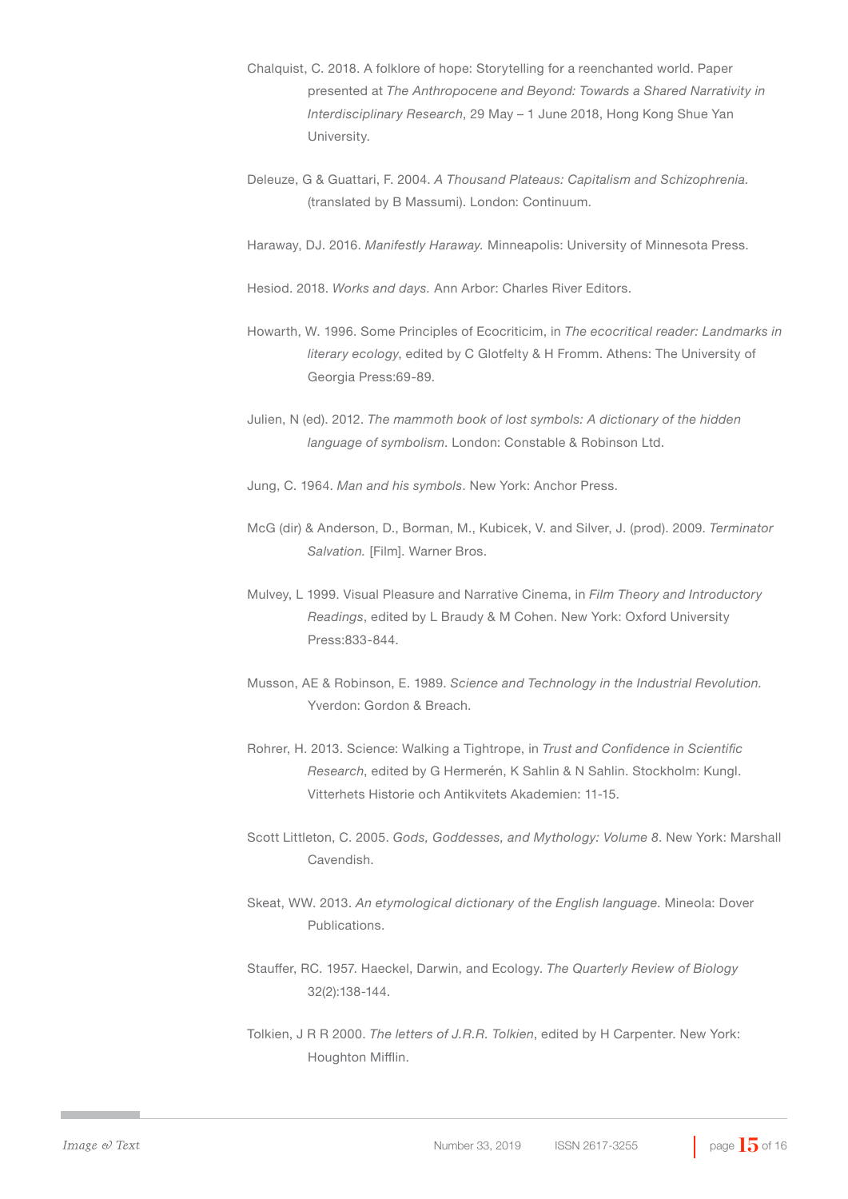Chalquist, C. 2018. A folklore of hope: Storytelling for a reenchanted world. Paper presented at *The Anthropocene and Beyond: Towards a Shared Narrativity in Interdisciplinary Research*, 29 May – 1 June 2018, Hong Kong Shue Yan University.

Deleuze, G & Guattari, F. 2004. *A Thousand Plateaus: Capitalism and Schizophrenia.* (translated by B Massumi). London: Continuum.

Haraway, DJ. 2016. *Manifestly Haraway.* Minneapolis: University of Minnesota Press.

Hesiod. 2018. *Works and days.* Ann Arbor: Charles River Editors.

Howarth, W. 1996. Some Principles of Ecocriticim, in *The ecocritical reader: Landmarks in literary ecology*, edited by C Glotfelty & H Fromm. Athens: The University of Georgia Press:69-89.

Julien, N (ed). 2012. *The mammoth book of lost symbols: A dictionary of the hidden language of symbolism*. London: Constable & Robinson Ltd.

Jung, C. 1964. *Man and his symbols*. New York: Anchor Press.

McG (dir) & Anderson, D., Borman, M., Kubicek, V. and Silver, J. (prod). 2009. *Terminator Salvation.* [Film]. Warner Bros.

Mulvey, L 1999. Visual Pleasure and Narrative Cinema, in *Film Theory and Introductory Readings*, edited by L Braudy & M Cohen. New York: Oxford University Press:833-844.

Musson, AE & Robinson, E. 1989. *Science and Technology in the Industrial Revolution.* Yverdon: Gordon & Breach.

Rohrer, H. 2013. Science: Walking a Tightrope, in *Trust and Confidence in Scientific Research*, edited by G Hermerén, K Sahlin & N Sahlin. Stockholm: Kungl. Vitterhets Historie och Antikvitets Akademien: 11-15.

Scott Littleton, C. 2005. *Gods, Goddesses, and Mythology: Volume 8*. New York: Marshall Cavendish.

Skeat, WW. 2013. *An etymological dictionary of the English language*. Mineola: Dover Publications.

Stauffer, RC. 1957. Haeckel, Darwin, and Ecology. *The Quarterly Review of Biology* 32(2):138-144.

Tolkien, J R R 2000. *The letters of J.R.R. Tolkien*, edited by H Carpenter. New York: Houghton Mifflin.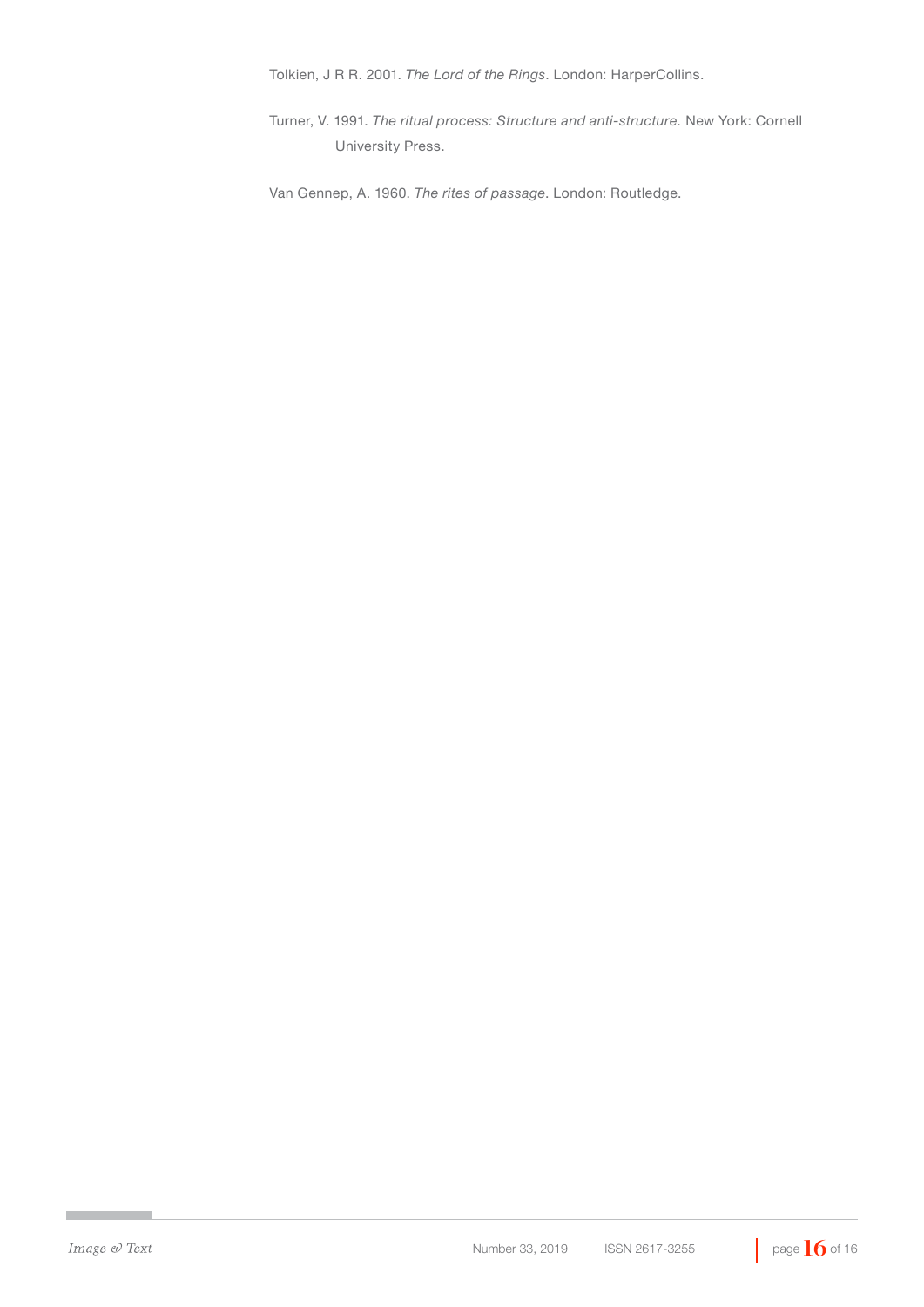Tolkien, J R R. 2001. *The Lord of the Rings*. London: HarperCollins.

Turner, V. 1991. *The ritual process: Structure and anti-structure.* New York: Cornell University Press.

Van Gennep, A. 1960. *The rites of passage*. London: Routledge.